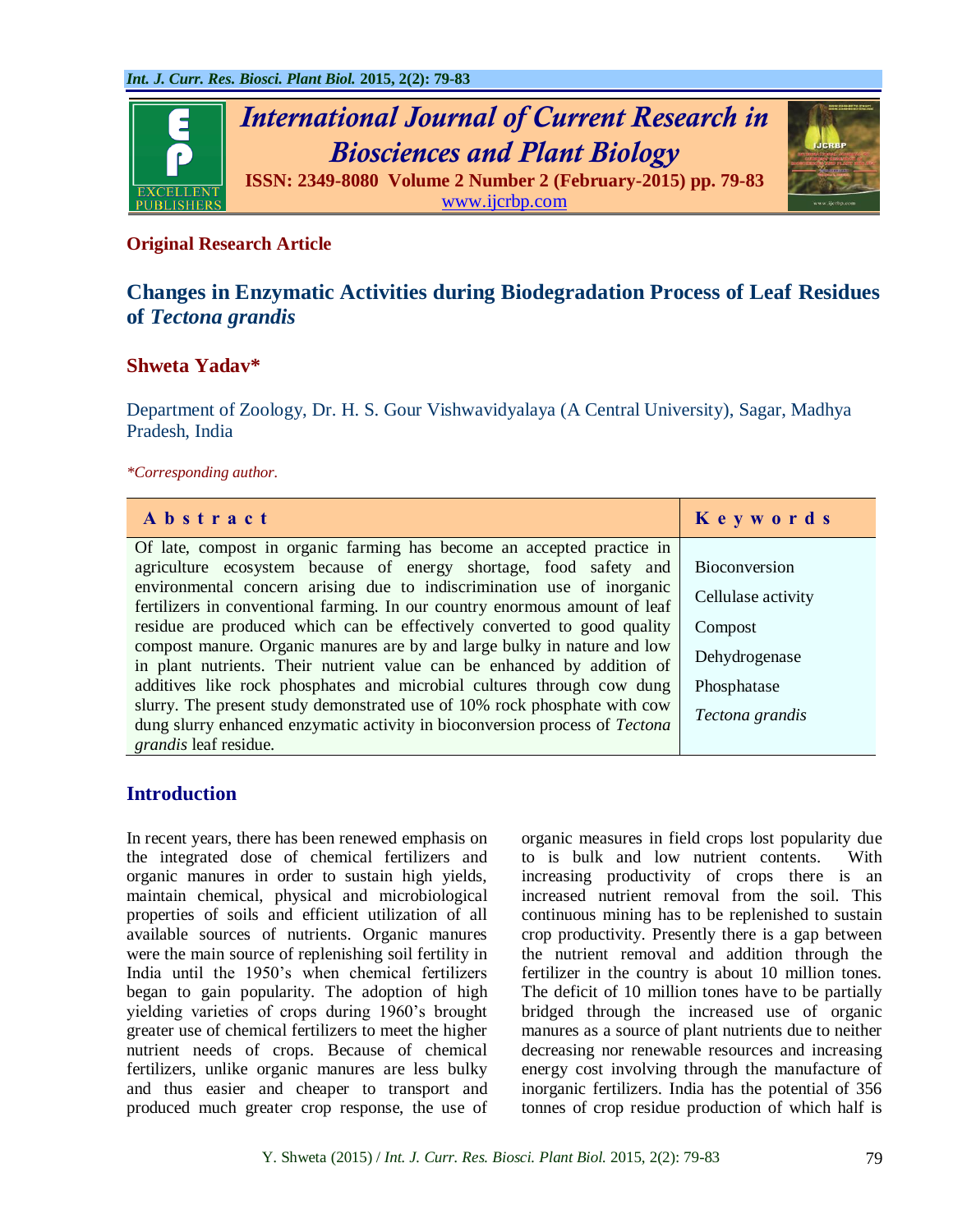**Original Research Article**

# Changes in Enzymatic Activities during Biodegradation Process of Leaf Residues of *Tectona grandis*

**Shweta Yadav***

Department of Zoology, Dr. H. S. Gour Vishwavidyalaya (A Central University), Sagar, Madhya Pradesh, India

*\*Corresponding author.*

| Abstract | Keywords |
|---|---|
| Of late, compost in organic farming has become an accepted practice in agriculture ecosystem because of energy shortage, food safety and environmental concern arising due to indiscrimination use of inorganic fertilizers in conventional farming. In our country enormous amount of leaf residue are produced which can be effectively converted to good quality compost manure. Organic manures are by and large bulky in nature and low in plant nutrients. Their nutrient value can be enhanced by addition of additives like rock phosphates and microbial cultures through cow dung slurry. The present study demonstrated use of 10% rock phosphate with cow dung slurry enhanced enzymatic activity in bioconversion process of *Tectona grandis* leaf residue. | Bioconversion<br>Cellulase activity<br>Compost<br>Dehydrogenase<br>Phosphatase<br>*Tectona grandis* |

## Introduction

In recent years, there has been renewed emphasis on the integrated dose of chemical fertilizers and organic manures in order to sustain high yields, maintain chemical, physical and microbiological properties of soils and efficient utilization of all available sources of nutrients. Organic manures were the main source of replenishing soil fertility in India until the 1950's when chemical fertilizers began to gain popularity. The adoption of high yielding varieties of crops during 1960's brought greater use of chemical fertilizers to meet the higher nutrient needs of crops. Because of chemical fertilizers, unlike organic manures are less bulky and thus easier and cheaper to transport and produced much greater crop response, the use of organic measures in field crops lost popularity due to is bulk and low nutrient contents. With increasing productivity of crops there is an increased nutrient removal from the soil. This continuous mining has to be replenished to sustain crop productivity. Presently there is a gap between the nutrient removal and addition through the fertilizer in the country is about 10 million tones. The deficit of 10 million tones have to be partially bridged through the increased use of organic manures as a source of plant nutrients due to neither decreasing nor renewable resources and increasing energy cost involving through the manufacture of inorganic fertilizers. India has the potential of 356 tonnes of crop residue production of which half is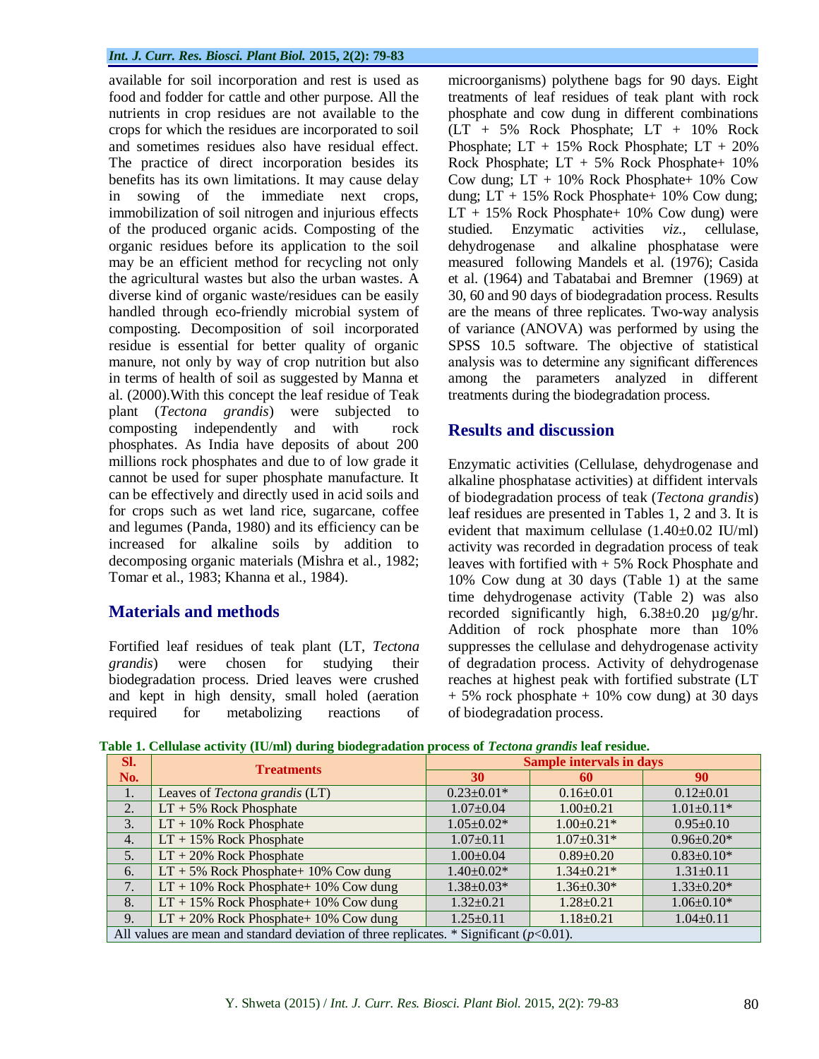available for soil incorporation and rest is used as food and fodder for cattle and other purpose. All the nutrients in crop residues are not available to the crops for which the residues are incorporated to soil and sometimes residues also have residual effect. The practice of direct incorporation besides its benefits has its own limitations. It may cause delay in sowing of the immediate next crops, immobilization of soil nitrogen and injurious effects of the produced organic acids. Composting of the organic residues before its application to the soil may be an efficient method for recycling not only the agricultural wastes but also the urban wastes. A diverse kind of organic waste/residues can be easily handled through eco-friendly microbial system of composting. Decomposition of soil incorporated residue is essential for better quality of organic manure, not only by way of crop nutrition but also in terms of health of soil as suggested by Manna et al. (2000).With this concept the leaf residue of Teak plant (*Tectona grandis*) were subjected to composting independently and with rock phosphates. As India have deposits of about 200 millions rock phosphates and due to of low grade it cannot be used for super phosphate manufacture. It can be effectively and directly used in acid soils and for crops such as wet land rice, sugarcane, coffee and legumes (Panda, 1980) and its efficiency can be increased for alkaline soils by addition to decomposing organic materials (Mishra et al., 1982; Tomar et al., 1983; Khanna et al., 1984).

## Materials and methods

Fortified leaf residues of teak plant (LT, *Tectona grandis*) were chosen for studying their biodegradation process. Dried leaves were crushed and kept in high density, small holed (aeration required for metabolizing reactions of microorganisms) polythene bags for 90 days. Eight treatments of leaf residues of teak plant with rock phosphate and cow dung in different combinations (LT + 5% Rock Phosphate; LT + 10% Rock Phosphate; LT + 15% Rock Phosphate; LT + 20% Rock Phosphate; LT + 5% Rock Phosphate+ 10% Cow dung; LT + 10% Rock Phosphate+ 10% Cow dung; LT + 15% Rock Phosphate+ 10% Cow dung; LT + 15% Rock Phosphate+ 10% Cow dung) were studied. Enzymatic activities *viz.,* cellulase, dehydrogenase and alkaline phosphatase were measured following Mandels et al. (1976); Casida et al. (1964) and Tabatabai and Bremner (1969) at 30, 60 and 90 days of biodegradation process. Results are the means of three replicates. Two-way analysis of variance (ANOVA) was performed by using the SPSS 10.5 software. The objective of statistical analysis was to determine any significant differences among the parameters analyzed in different treatments during the biodegradation process.

## Results and discussion

Enzymatic activities (Cellulase, dehydrogenase and alkaline phosphatase activities) at diffdent intervals of biodegradation process of teak (*Tectona grandis*) leaf residues are presented in Tables 1, 2 and 3. It is evident that maximum cellulase (1.40±0.02 IU/ml) activity was recorded in degradation process of teak leaves with fortified with + 5% Rock Phosphate and 10% Cow dung at 30 days (Table 1) at the same time dehydrogenase activity (Table 2) was also recorded significantly high, 6.38±0.20 µg/g/hr. Addition of rock phosphate more than 10% suppresses the cellulase and dehydrogenase activity of degradation process. Activity of dehydrogenase reaches at highest peak with fortified substrate (LT + 5% rock phosphate + 10% cow dung) at 30 days of biodegradation process.

**Table 1. Cellulase activity (IU/ml) during biodegradation process of *Tectona grandis* leaf residue.**

| Sl. No. | Treatments | Sample intervals in days | | |
|---|---|---|---|---|
| | | 30 | 60 | 90 |
| 1. | Leaves of *Tectona grandis* (LT) | 0.23±0.01* | 0.16±0.01 | 0.12±0.01 |
| 2. | LT + 5% Rock Phosphate | 1.07±0.04 | 1.00±0.21 | 1.01±0.11* |
| 3. | LT + 10% Rock Phosphate | 1.05±0.02* | 1.00±0.21* | 0.95±0.10 |
| 4. | LT + 15% Rock Phosphate | 1.07±0.11 | 1.07±0.31* | 0.96±0.20* |
| 5. | LT + 20% Rock Phosphate | 1.00±0.04 | 0.89±0.20 | 0.83±0.10* |
| 6. | LT + 5% Rock Phosphate+ 10% Cow dung | 1.40±0.02* | 1.34±0.21* | 1.31±0.11 |
| 7. | LT + 10% Rock Phosphate+ 10% Cow dung | 1.38±0.03* | 1.36±0.30* | 1.33±0.20* |
| 8. | LT + 15% Rock Phosphate+ 10% Cow dung | 1.32±0.21 | 1.28±0.21 | 1.06±0.10* |
| 9. | LT + 20% Rock Phosphate+ 10% Cow dung | 1.25±0.11 | 1.18±0.21 | 1.04±0.11 |

All values are mean and standard deviation of three replicates. * Significant ($p$<0.01).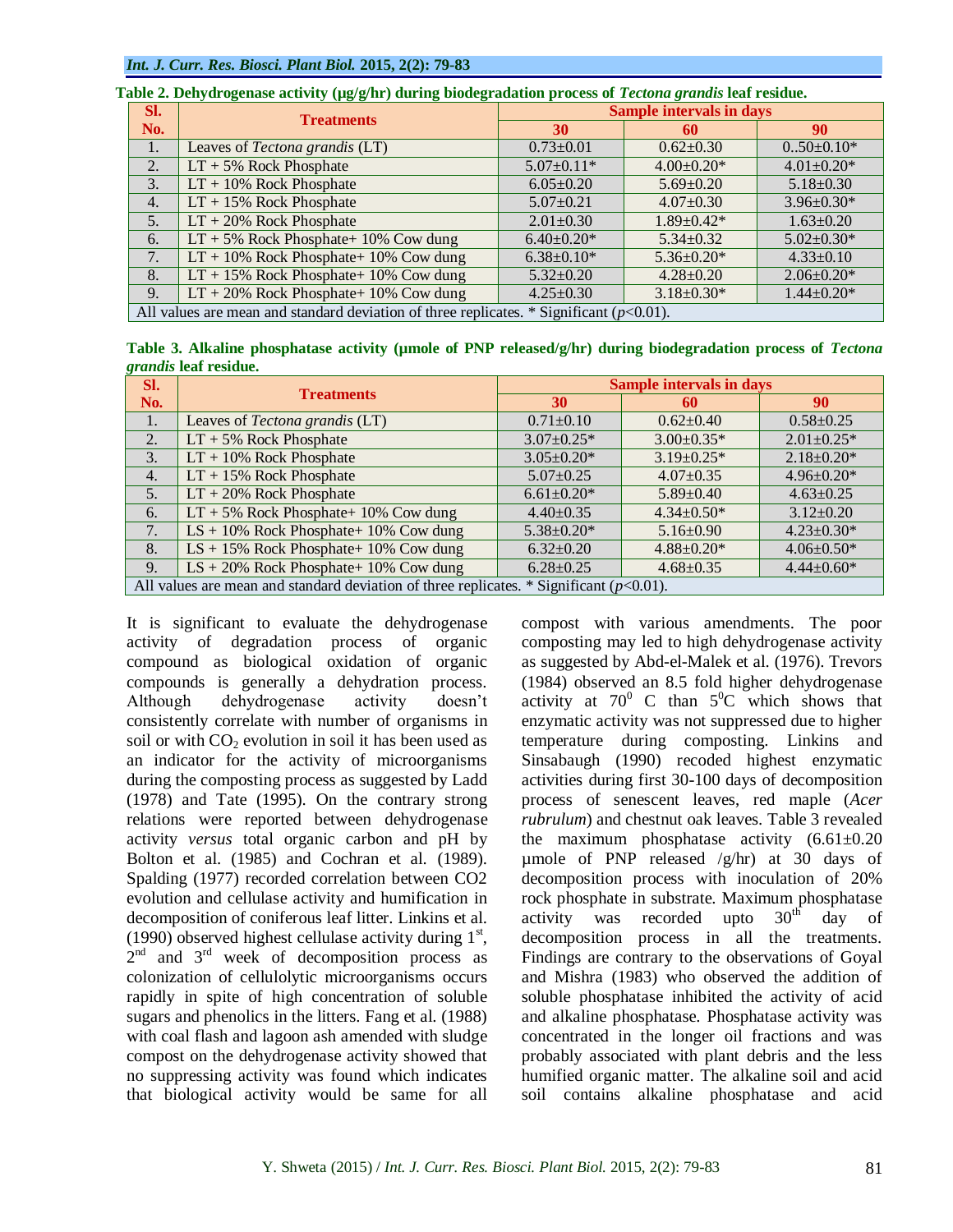**Table 2. Dehydrogenase activity (µg/g/hr) during biodegradation process of *Tectona grandis* leaf residue.**

| Sl. No. | Treatments | Sample intervals in days | | |
|---|---|---|---|---|
| | | 30 | 60 | 90 |
| 1. | Leaves of *Tectona grandis* (LT) | 0.73±0.01 | 0.62±0.30 | 0..50±0.10* |
| 2. | LT + 5% Rock Phosphate | 5.07±0.11* | 4.00±0.20* | 4.01±0.20* |
| 3. | LT + 10% Rock Phosphate | 6.05±0.20 | 5.69±0.20 | 5.18±0.30 |
| 4. | LT + 15% Rock Phosphate | 5.07±0.21 | 4.07±0.30 | 3.96±0.30* |
| 5. | LT + 20% Rock Phosphate | 2.01±0.30 | 1.89±0.42* | 1.63±0.20 |
| 6. | LT + 5% Rock Phosphate+ 10% Cow dung | 6.40±0.20* | 5.34±0.32 | 5.02±0.30* |
| 7. | LT + 10% Rock Phosphate+ 10% Cow dung | 6.38±0.10* | 5.36±0.20* | 4.33±0.10 |
| 8. | LT + 15% Rock Phosphate+ 10% Cow dung | 5.32±0.20 | 4.28±0.20 | 2.06±0.20* |
| 9. | LT + 20% Rock Phosphate+ 10% Cow dung | 4.25±0.30 | 3.18±0.30* | 1.44±0.20* |

All values are mean and standard deviation of three replicates. * Significant ($p$<0.01).

**Table 3. Alkaline phosphatase activity (µmole of PNP released/g/hr) during biodegradation process of *Tectona grandis* leaf residue.**

| Sl. No. | Treatments | Sample intervals in days | | |
|---|---|---|---|---|
| | | 30 | 60 | 90 |
| 1. | Leaves of *Tectona grandis* (LT) | 0.71±0.10 | 0.62±0.40 | 0.58±0.25 |
| 2. | LT + 5% Rock Phosphate | 3.07±0.25* | 3.00±0.35* | 2.01±0.25* |
| 3. | LT + 10% Rock Phosphate | 3.05±0.20* | 3.19±0.25* | 2.18±0.20* |
| 4. | LT + 15% Rock Phosphate | 5.07±0.25 | 4.07±0.35 | 4.96±0.20* |
| 5. | LT + 20% Rock Phosphate | 6.61±0.20* | 5.89±0.40 | 4.63±0.25 |
| 6. | LT + 5% Rock Phosphate+ 10% Cow dung | 4.40±0.35 | 4.34±0.50* | 3.12±0.20 |
| 7. | LS + 10% Rock Phosphate+ 10% Cow dung | 5.38±0.20* | 5.16±0.90 | 4.23±0.30* |
| 8. | LS + 15% Rock Phosphate+ 10% Cow dung | 6.32±0.20 | 4.88±0.20* | 4.06±0.50* |
| 9. | LS + 20% Rock Phosphate+ 10% Cow dung | 6.28±0.25 | 4.68±0.35 | 4.44±0.60* |

All values are mean and standard deviation of three replicates. * Significant ($p$<0.01).

It is significant to evaluate the dehydrogenase activity of degradation process of organic compound as biological oxidation of organic compounds is generally a dehydration process. Although dehydrogenase activity doesn't consistently correlate with number of organisms in soil or with $CO_2$ evolution in soil it has been used as an indicator for the activity of microorganisms during the composting process as suggested by Ladd (1978) and Tate (1995). On the contrary strong relations were reported between dehydrogenase activity *versus* total organic carbon and pH by Bolton et al. (1985) and Cochran et al. (1989). Spalding (1977) recorded correlation between CO2 evolution and cellulase activity and humification in decomposition of coniferous leaf litter. Linkins et al. (1990) observed highest cellulase activity during 1st, 2nd and 3rd week of decomposition process as colonization of cellulolytic microorganisms occurs rapidly in spite of high concentration of soluble sugars and phenolics in the litters. Fang et al. (1988) with coal flash and lagoon ash amended with sludge compost on the dehydrogenase activity showed that no suppressing activity was found which indicates that biological activity would be same for all compost with various amendments. The poor composting may led to high dehydrogenase activity as suggested by Abd-el-Malek et al. (1976). Trevors (1984) observed an 8.5 fold higher dehydrogenase activity at $70^0$ C than $5^0$C which shows that enzymatic activity was not suppressed due to higher temperature during composting. Linkins and Sinsabaugh (1990) recoded highest enzymatic activities during first 30-100 days of decomposition process of senescent leaves, red maple (*Acer rubrulum*) and chestnut oak leaves. Table 3 revealed the maximum phosphatase activity (6.61±0.20 µmole of PNP released /g/hr) at 30 days of decomposition process with inoculation of 20% rock phosphate in substrate. Maximum phosphatase activity was recorded upto 30th day of decomposition process in all the treatments. Findings are contrary to the observations of Goyal and Mishra (1983) who observed the addition of soluble phosphatase inhibited the activity of acid and alkaline phosphatase. Phosphatase activity was concentrated in the longer oil fractions and was probably associated with plant debris and the less humified organic matter. The alkaline soil and acid soil contains alkaline phosphatase and acid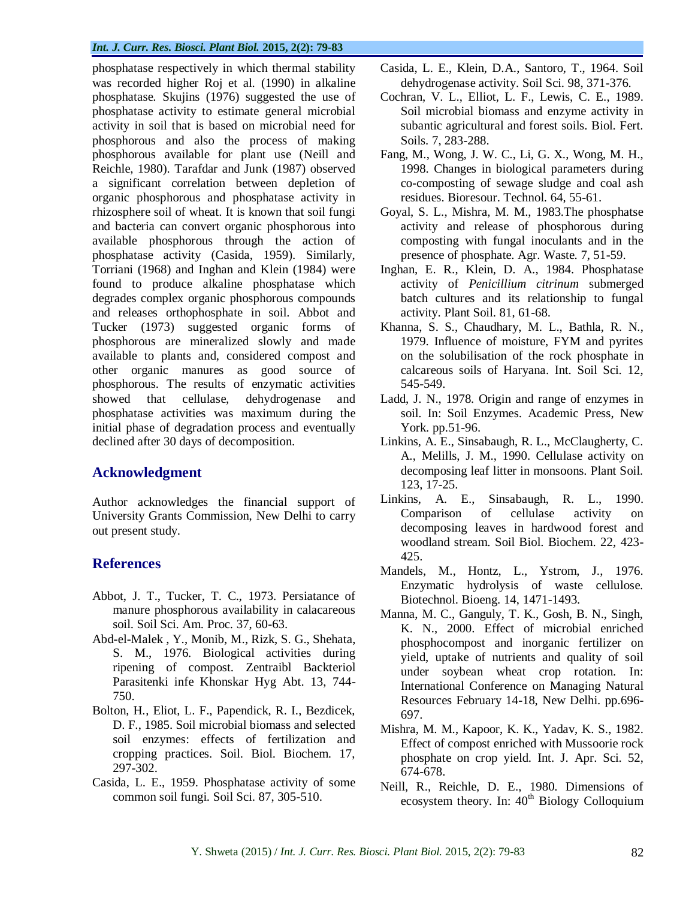phosphatase respectively in which thermal stability was recorded higher Roj et al. (1990) in alkaline phosphatase. Skujins (1976) suggested the use of phosphatase activity to estimate general microbial activity in soil that is based on microbial need for phosphorous and also the process of making phosphorous available for plant use (Neill and Reichle, 1980). Tarafdar and Junk (1987) observed a significant correlation between depletion of organic phosphorous and phosphatase activity in rhizosphere soil of wheat. It is known that soil fungi and bacteria can convert organic phosphorous into available phosphorous through the action of phosphatase activity (Casida, 1959). Similarly, Torriani (1968) and Inghan and Klein (1984) were found to produce alkaline phosphatase which degrades complex organic phosphorous compounds and releases orthophosphate in soil. Abbot and Tucker (1973) suggested organic forms of phosphorous are mineralized slowly and made available to plants and, considered compost and other organic manures as good source of phosphorous. The results of enzymatic activities showed that cellulase, dehydrogenase and phosphatase activities was maximum during the initial phase of degradation process and eventually declined after 30 days of decomposition.

## Acknowledgment

Author acknowledges the financial support of University Grants Commission, New Delhi to carry out present study.

## References

Abbot, J. T., Tucker, T. C., 1973. Persiatance of manure phosphorous availability in calacareous soil. Soil Sci. Am. Proc. 37, 60-63.

Abd-el-Malek , Y., Monib, M., Rizk, S. G., Shehata, S. M., 1976. Biological activities during ripening of compost. Zentraibl Backteriol Parasitenki infe Khonskar Hyg Abt. 13, 744-750.

Bolton, H., Eliot, L. F., Papendick, R. I., Bezdicek, D. F., 1985. Soil microbial biomass and selected soil enzymes: effects of fertilization and cropping practices. Soil. Biol. Biochem. 17, 297-302.

Casida, L. E., 1959. Phosphatase activity of some common soil fungi. Soil Sci. 87, 305-510.

Casida, L. E., Klein, D.A., Santoro, T., 1964. Soil dehydrogenase activity. Soil Sci. 98, 371-376.

Cochran, V. L., Elliot, L. F., Lewis, C. E., 1989. Soil microbial biomass and enzyme activity in subantic agricultural and forest soils. Biol. Fert. Soils. 7, 283-288.

Fang, M., Wong, J. W. C., Li, G. X., Wong, M. H., 1998. Changes in biological parameters during co-composting of sewage sludge and coal ash residues. Bioresour. Technol. 64, 55-61.

Goyal, S. L., Mishra, M. M., 1983.The phosphatse activity and release of phosphorous during composting with fungal inoculants and in the presence of phosphate. Agr. Waste. 7, 51-59.

Inghan, E. R., Klein, D. A., 1984. Phosphatase activity of *Penicillium citrinum* submerged batch cultures and its relationship to fungal activity. Plant Soil. 81, 61-68.

Khanna, S. S., Chaudhary, M. L., Bathla, R. N., 1979. Influence of moisture, FYM and pyrites on the solubilisation of the rock phosphate in calcareous soils of Haryana. Int. Soil Sci. 12, 545-549.

Ladd, J. N., 1978. Origin and range of enzymes in soil. In: Soil Enzymes. Academic Press, New York. pp.51-96.

Linkins, A. E., Sinsabaugh, R. L., McClaugherty, C. A., Melills, J. M., 1990. Cellulase activity on decomposing leaf litter in monsoons. Plant Soil. 123, 17-25.

Linkins, A. E., Sinsabaugh, R. L., 1990. Comparison of cellulase activity on decomposing leaves in hardwood forest and woodland stream. Soil Biol. Biochem. 22, 423-425.

Mandels, M., Hontz, L., Ystrom, J., 1976. Enzymatic hydrolysis of waste cellulose. Biotechnol. Bioeng. 14, 1471-1493.

Manna, M. C., Ganguly, T. K., Gosh, B. N., Singh, K. N., 2000. Effect of microbial enriched phosphocompost and inorganic fertilizer on yield, uptake of nutrients and quality of soil under soybean wheat crop rotation. In: International Conference on Managing Natural Resources February 14-18, New Delhi. pp.696-697.

Mishra, M. M., Kapoor, K. K., Yadav, K. S., 1982. Effect of compost enriched with Mussoorie rock phosphate on crop yield. Int. J. Apr. Sci. 52, 674-678.

Neill, R., Reichle, D. E., 1980. Dimensions of ecosystem theory. In: 40$^{th}$ Biology Colloquium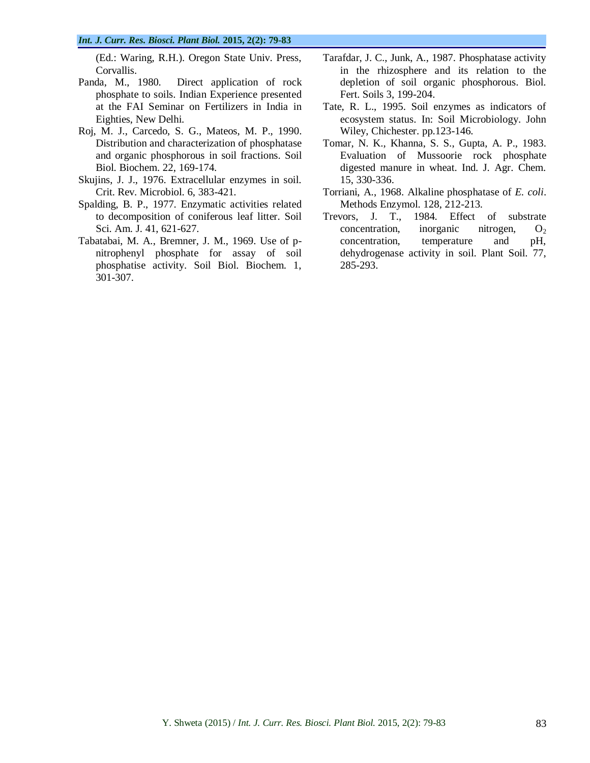(Ed.: Waring, R.H.). Oregon State Univ. Press, Corvallis.

Panda, M., 1980. Direct application of rock phosphate to soils. Indian Experience presented at the FAI Seminar on Fertilizers in India in Eighties, New Delhi.

Roj, M. J., Carcedo, S. G., Mateos, M. P., 1990. Distribution and characterization of phosphatase and organic phosphorous in soil fractions. Soil Biol. Biochem. 22, 169-174.

Skujins, J. J., 1976. Extracellular enzymes in soil. Crit. Rev. Microbiol. 6, 383-421.

Spalding, B. P., 1977. Enzymatic activities related to decomposition of coniferous leaf litter. Soil Sci. Am. J. 41, 621-627.

Tabatabai, M. A., Bremner, J. M., 1969. Use of p-nitrophenyl phosphate for assay of soil phosphatise activity. Soil Biol. Biochem. 1, 301-307.

Tarafdar, J. C., Junk, A., 1987. Phosphatase activity in the rhizosphere and its relation to the depletion of soil organic phosphorous. Biol. Fert. Soils 3, 199-204.

Tate, R. L., 1995. Soil enzymes as indicators of ecosystem status. In: Soil Microbiology. John Wiley, Chichester. pp.123-146.

Tomar, N. K., Khanna, S. S., Gupta, A. P., 1983. Evaluation of Mussoorie rock phosphate digested manure in wheat. Ind. J. Agr. Chem. 15, 330-336.

Torriani, A., 1968. Alkaline phosphatase of *E. coli*. Methods Enzymol. 128, 212-213.

Trevors, J. T., 1984. Effect of substrate concentration, inorganic nitrogen, $O_2$ concentration, temperature and pH, dehydrogenase activity in soil. Plant Soil. 77, 285-293.